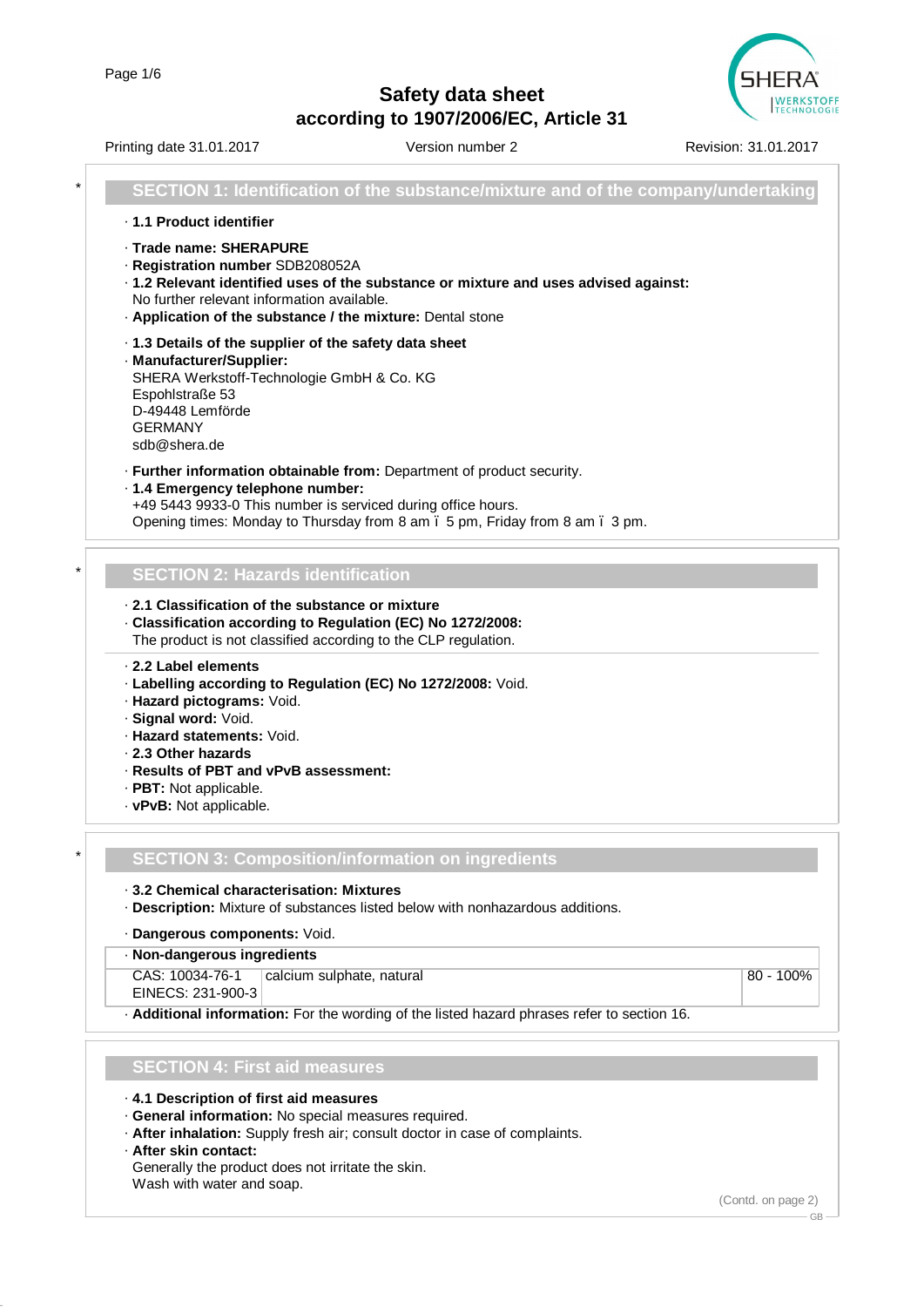# Safety data sheet

## according to 1907/2006/EC, Article 31

Printing date 31.01.2017 Version number 2 Revision: 31.01.2017

## SECTION 1: Identification of the substance/mixture and of the company/undertaking

· **1.1 Product identifier**

· **Trade name: SHERAPURE**
· **Registration number** SDB208052A
· **1.2 Relevant identified uses of the substance or mixture and uses advised against:**
No further relevant information available.
· **Application of the substance / the mixture:** Dental stone

· **1.3 Details of the supplier of the safety data sheet**
· **Manufacturer/Supplier:**
SHERA Werkstoff-Technologie GmbH & Co. KG
Espohlstraße 53
D-49448 Lemförde
GERMANY
sdb@shera.de

· **Further information obtainable from:** Department of product security.
· **1.4 Emergency telephone number:**
+49 5443 9933-0 This number is serviced during office hours.
Opening times: Monday to Thursday from 8 am ï 5 pm, Friday from 8 am ï 3 pm.

## SECTION 2: Hazards identification

· **2.1 Classification of the substance or mixture**
· **Classification according to Regulation (EC) No 1272/2008:**
The product is not classified according to the CLP regulation.

· **2.2 Label elements**
· **Labelling according to Regulation (EC) No 1272/2008:** Void.
· **Hazard pictograms:** Void.
· **Signal word:** Void.
· **Hazard statements:** Void.
· **2.3 Other hazards**
· **Results of PBT and vPvB assessment:**
· **PBT:** Not applicable.
· **vPvB:** Not applicable.

## SECTION 3: Composition/information on ingredients

· **3.2 Chemical characterisation: Mixtures**
· **Description:** Mixture of substances listed below with nonhazardous additions.

· **Dangerous components:** Void.

| · **Non-dangerous ingredients** | | |
|---|---|---|
| CAS: 10034-76-1<br>EINECS: 231-900-3 | calcium sulphate, natural | 80 - 100% |

· **Additional information:** For the wording of the listed hazard phrases refer to section 16.

## SECTION 4: First aid measures

· **4.1 Description of first aid measures**
· **General information:** No special measures required.
· **After inhalation:** Supply fresh air; consult doctor in case of complaints.
· **After skin contact:**
Generally the product does not irritate the skin.
Wash with water and soap.

(Contd. on page 2)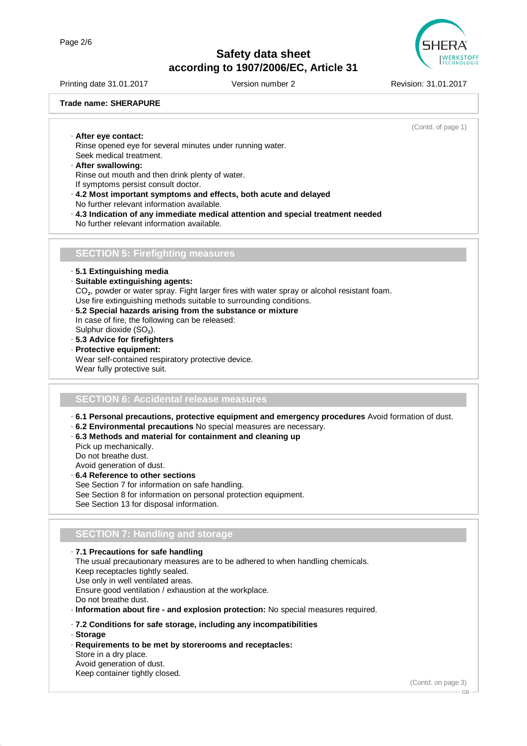(Contd. of page 1)

- **After eye contact:**
  Rinse opened eye for several minutes under running water.
  Seek medical treatment.
- **After swallowing:**
  Rinse out mouth and then drink plenty of water.
  If symptoms persist consult doctor.
- **4.2 Most important symptoms and effects, both acute and delayed**
  No further relevant information available.
- **4.3 Indication of any immediate medical attention and special treatment needed**
  No further relevant information available.

## SECTION 5: Firefighting measures

- **5.1 Extinguishing media**
- **Suitable extinguishing agents:**
  $CO_2$, powder or water spray. Fight larger fires with water spray or alcohol resistant foam.
  Use fire extinguishing methods suitable to surrounding conditions.
- **5.2 Special hazards arising from the substance or mixture**
  In case of fire, the following can be released:
  Sulphur dioxide ($SO_2$).
- **5.3 Advice for firefighters**
- **Protective equipment:**
  Wear self-contained respiratory protective device.
  Wear fully protective suit.

## SECTION 6: Accidental release measures

- **6.1 Personal precautions, protective equipment and emergency procedures** Avoid formation of dust.
- **6.2 Environmental precautions** No special measures are necessary.
- **6.3 Methods and material for containment and cleaning up**
  Pick up mechanically.
  Do not breathe dust.
  Avoid generation of dust.
- **6.4 Reference to other sections**
  See Section 7 for information on safe handling.
  See Section 8 for information on personal protection equipment.
  See Section 13 for disposal information.

## SECTION 7: Handling and storage

- **7.1 Precautions for safe handling**
  The usual precautionary measures are to be adhered to when handling chemicals.
  Keep receptacles tightly sealed.
  Use only in well ventilated areas.
  Ensure good ventilation / exhaustion at the workplace.
  Do not breathe dust.
- **Information about fire - and explosion protection:** No special measures required.
- **7.2 Conditions for safe storage, including any incompatibilities**
- **Storage**
- **Requirements to be met by storerooms and receptacles:**
  Store in a dry place.
  Avoid generation of dust.
  Keep container tightly closed.

(Contd. on page 3)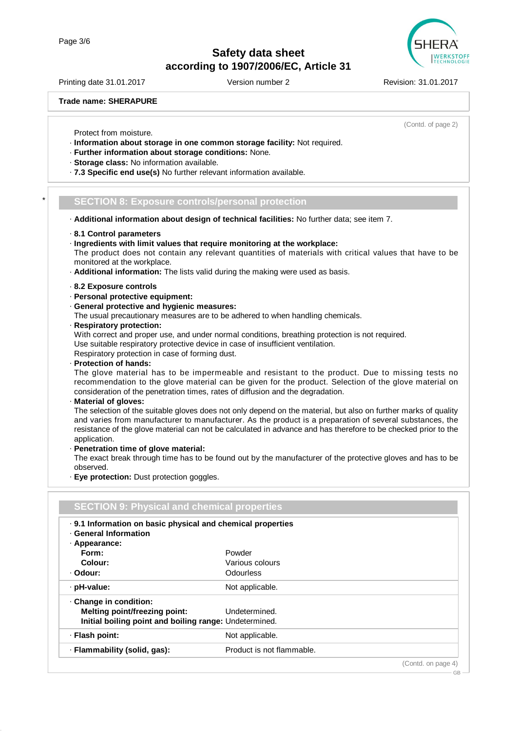Trade name: SHERAPURE

(Contd. of page 2)

Protect from moisture.
· **Information about storage in one common storage facility:** Not required.
· **Further information about storage conditions:** None.
· **Storage class:** No information available.
· **7.3 Specific end use(s)** No further relevant information available.

## SECTION 8: Exposure controls/personal protection

· **Additional information about design of technical facilities:** No further data; see item 7.

· **8.1 Control parameters**
· **Ingredients with limit values that require monitoring at the workplace:**
The product does not contain any relevant quantities of materials with critical values that have to be monitored at the workplace.
· **Additional information:** The lists valid during the making were used as basis.

· **8.2 Exposure controls**
· **Personal protective equipment:**
· **General protective and hygienic measures:**
The usual precautionary measures are to be adhered to when handling chemicals.
· **Respiratory protection:**
With correct and proper use, and under normal conditions, breathing protection is not required.
Use suitable respiratory protective device in case of insufficient ventilation.
Respiratory protection in case of forming dust.
· **Protection of hands:**
The glove material has to be impermeable and resistant to the product. Due to missing tests no recommendation to the glove material can be given for the product. Selection of the glove material on consideration of the penetration times, rates of diffusion and the degradation.
· **Material of gloves:**
The selection of the suitable gloves does not only depend on the material, but also on further marks of quality and varies from manufacturer to manufacturer. As the product is a preparation of several substances, the resistance of the glove material can not be calculated in advance and has therefore to be checked prior to the application.
· **Penetration time of glove material:**
The exact break through time has to be found out by the manufacturer of the protective gloves and has to be observed.
· **Eye protection:** Dust protection goggles.

## SECTION 9: Physical and chemical properties

· **9.1 Information on basic physical and chemical properties**
· **General Information**

| | |
|---|---|
| · **Appearance:** | |
| **Form:** | Powder |
| **Colour:** | Various colours |
| · **Odour:** | Odourless |
| · **pH-value:** | Not applicable. |
| · **Change in condition:** | |
| **Melting point/freezing point:** | Undetermined. |
| **Initial boiling point and boiling range:** | Undetermined. |
| · **Flash point:** | Not applicable. |
| · **Flammability (solid, gas):** | Product is not flammable. |

(Contd. on page 4)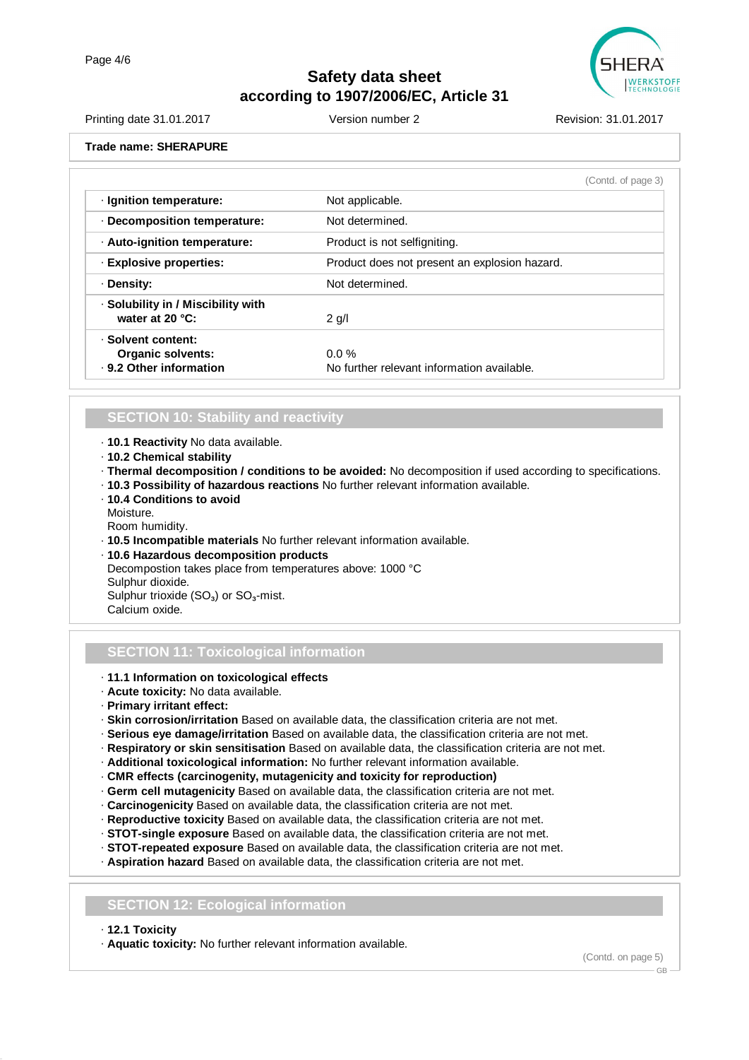**Trade name: SHERAPURE**

(Contd. of page 3)

| | |
|---|---|
| · **Ignition temperature:** | Not applicable. |
| · **Decomposition temperature:** | Not determined. |
| · **Auto-ignition temperature:** | Product is not selfigniting. |
| · **Explosive properties:** | Product does not present an explosion hazard. |
| · **Density:** | Not determined. |
| · **Solubility in / Miscibility with water at 20 °C:** | 2 g/l |
| · **Solvent content:** **Organic solvents:** | 0.0 % |
| · **9.2 Other information** | No further relevant information available. |

## SECTION 10: Stability and reactivity

- · **10.1 Reactivity** No data available.
- · **10.2 Chemical stability**
- · **Thermal decomposition / conditions to be avoided:** No decomposition if used according to specifications.
- · **10.3 Possibility of hazardous reactions** No further relevant information available.
- · **10.4 Conditions to avoid**
  Moisture.
  Room humidity.
- · **10.5 Incompatible materials** No further relevant information available.
- · **10.6 Hazardous decomposition products**
  Decompostion takes place from temperatures above: 1000 °C
  Sulphur dioxide.
  Sulphur trioxide ($SO_3$) or $SO_3$-mist.
  Calcium oxide.

## SECTION 11: Toxicological information

- · **11.1 Information on toxicological effects**
- · **Acute toxicity:** No data available.
- · **Primary irritant effect:**
- · **Skin corrosion/irritation** Based on available data, the classification criteria are not met.
- · **Serious eye damage/irritation** Based on available data, the classification criteria are not met.
- · **Respiratory or skin sensitisation** Based on available data, the classification criteria are not met.
- · **Additional toxicological information:** No further relevant information available.
- · **CMR effects (carcinogenity, mutagenicity and toxicity for reproduction)**
- · **Germ cell mutagenicity** Based on available data, the classification criteria are not met.
- · **Carcinogenicity** Based on available data, the classification criteria are not met.
- · **Reproductive toxicity** Based on available data, the classification criteria are not met.
- · **STOT-single exposure** Based on available data, the classification criteria are not met.
- · **STOT-repeated exposure** Based on available data, the classification criteria are not met.
- · **Aspiration hazard** Based on available data, the classification criteria are not met.

## SECTION 12: Ecological information

- · **12.1 Toxicity**
- · **Aquatic toxicity:** No further relevant information available.

(Contd. on page 5)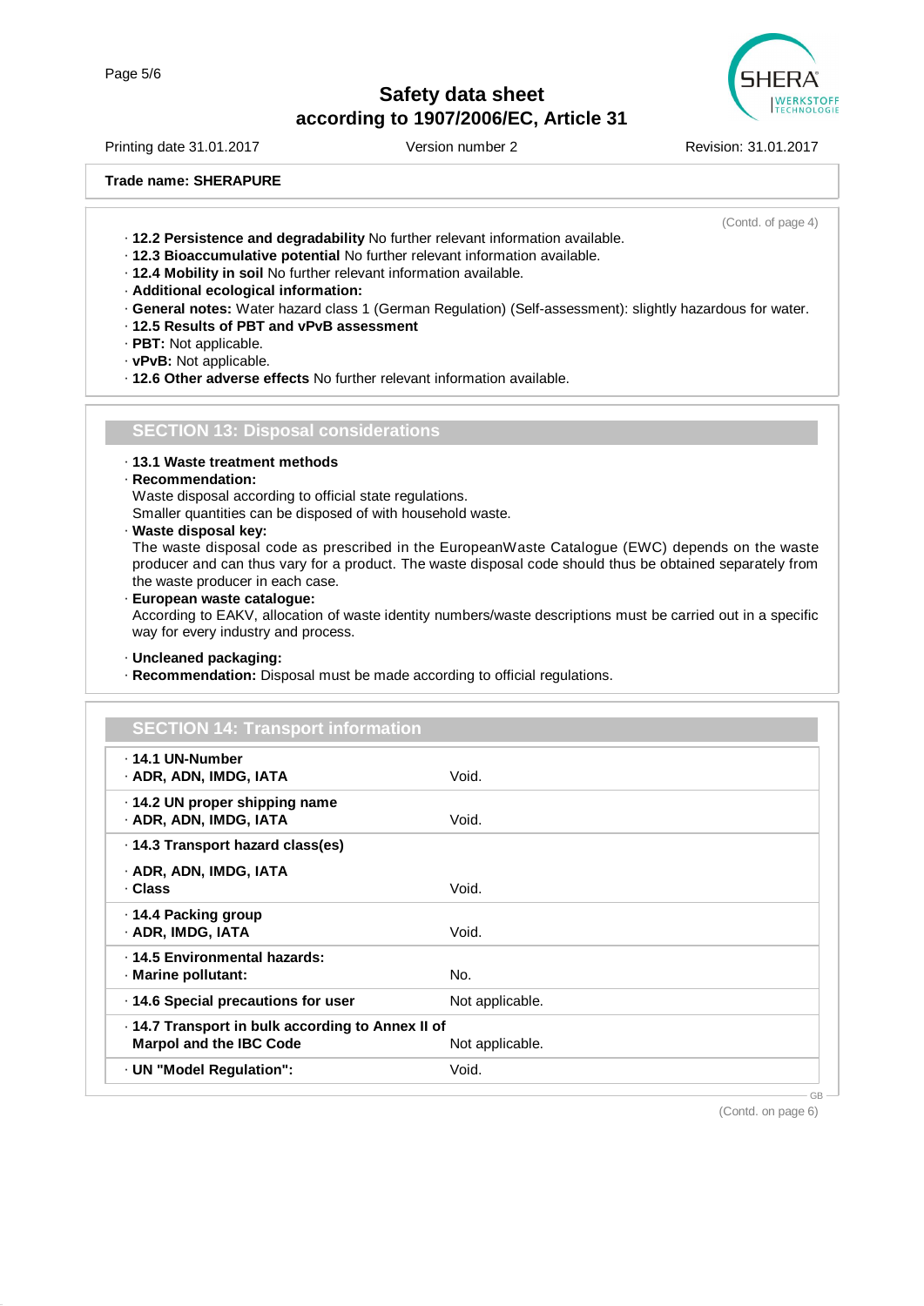Trade name: SHERAPURE

(Contd. of page 4)

- **12.2 Persistence and degradability** No further relevant information available.
- **12.3 Bioaccumulative potential** No further relevant information available.
- **12.4 Mobility in soil** No further relevant information available.
- **Additional ecological information:**
- **General notes:** Water hazard class 1 (German Regulation) (Self-assessment): slightly hazardous for water.
- **12.5 Results of PBT and vPvB assessment**
- **PBT:** Not applicable.
- **vPvB:** Not applicable.
- **12.6 Other adverse effects** No further relevant information available.

## SECTION 13: Disposal considerations

- **13.1 Waste treatment methods**
- **Recommendation:**
  Waste disposal according to official state regulations.
  Smaller quantities can be disposed of with household waste.
- **Waste disposal key:**
  The waste disposal code as prescribed in the EuropeanWaste Catalogue (EWC) depends on the waste producer and can thus vary for a product. The waste disposal code should thus be obtained separately from the waste producer in each case.
- **European waste catalogue:**
  According to EAKV, allocation of waste identity numbers/waste descriptions must be carried out in a specific way for every industry and process.

- **Uncleaned packaging:**
- **Recommendation:** Disposal must be made according to official regulations.

## SECTION 14: Transport information

| | |
|---|---|
| **14.1 UN-Number** | |
| **ADR, ADN, IMDG, IATA** | Void. |
| **14.2 UN proper shipping name** | |
| **ADR, ADN, IMDG, IATA** | Void. |
| **14.3 Transport hazard class(es)** | |
| **ADR, ADN, IMDG, IATA** | |
| **Class** | Void. |
| **14.4 Packing group** | |
| **ADR, IMDG, IATA** | Void. |
| **14.5 Environmental hazards:** | |
| **Marine pollutant:** | No. |
| **14.6 Special precautions for user** | Not applicable. |
| **14.7 Transport in bulk according to Annex II of Marpol and the IBC Code** | Not applicable. |
| **UN "Model Regulation":** | Void. |

(Contd. on page 6)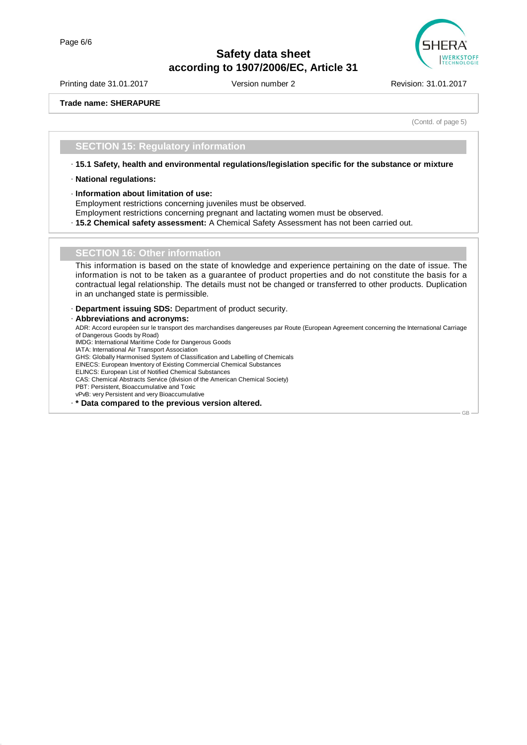(Contd. of page 5)

## SECTION 15: Regulatory information

· **15.1 Safety, health and environmental regulations/legislation specific for the substance or mixture**

· **National regulations:**

· **Information about limitation of use:**
Employment restrictions concerning juveniles must be observed.
Employment restrictions concerning pregnant and lactating women must be observed.

· **15.2 Chemical safety assessment:** A Chemical Safety Assessment has not been carried out.

## SECTION 16: Other information

This information is based on the state of knowledge and experience pertaining on the date of issue. The information is not to be taken as a guarantee of product properties and do not constitute the basis for a contractual legal relationship. The details must not be changed or transferred to other products. Duplication in an unchanged state is permissible.

· **Department issuing SDS:** Department of product security.

· **Abbreviations and acronyms:**
ADR: Accord européen sur le transport des marchandises dangereuses par Route (European Agreement concerning the International Carriage of Dangerous Goods by Road)
IMDG: International Maritime Code for Dangerous Goods
IATA: International Air Transport Association
GHS: Globally Harmonised System of Classification and Labelling of Chemicals
EINECS: European Inventory of Existing Commercial Chemical Substances
ELINCS: European List of Notified Chemical Substances
CAS: Chemical Abstracts Service (division of the American Chemical Society)
PBT: Persistent, Bioaccumulative and Toxic
vPvB: very Persistent and very Bioaccumulative

· **\* Data compared to the previous version altered.**

GB